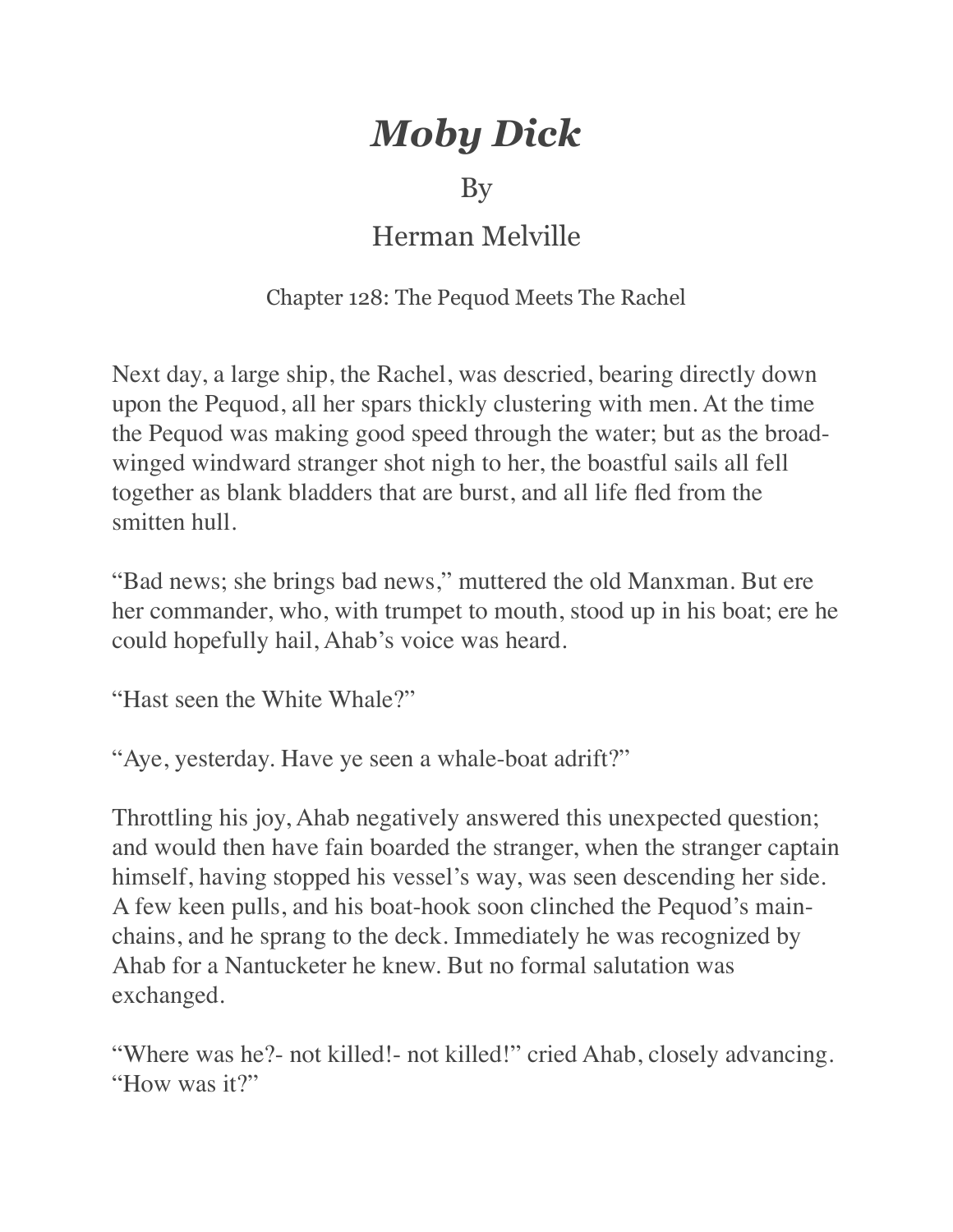# *Moby Dick*

By

Herman Melville

Chapter 128: The Pequod Meets The Rachel

Next day, a large ship, the Rachel, was descried, bearing directly down upon the Pequod, all her spars thickly clustering with men. At the time the Pequod was making good speed through the water; but as the broad-winged windward stranger shot nigh to her, the boastful sails all fell together as blank bladders that are burst, and all life fled from the smitten hull.

"Bad news; she brings bad news," muttered the old Manxman. But ere her commander, who, with trumpet to mouth, stood up in his boat; ere he could hopefully hail, Ahab's voice was heard.

"Hast seen the White Whale?"

"Aye, yesterday. Have ye seen a whale-boat adrift?"

Throttling his joy, Ahab negatively answered this unexpected question; and would then have fain boarded the stranger, when the stranger captain himself, having stopped his vessel's way, was seen descending her side. A few keen pulls, and his boat-hook soon clinched the Pequod's main-chains, and he sprang to the deck. Immediately he was recognized by Ahab for a Nantucketer he knew. But no formal salutation was exchanged.

"Where was he?- not killed!- not killed!" cried Ahab, closely advancing. "How was it?"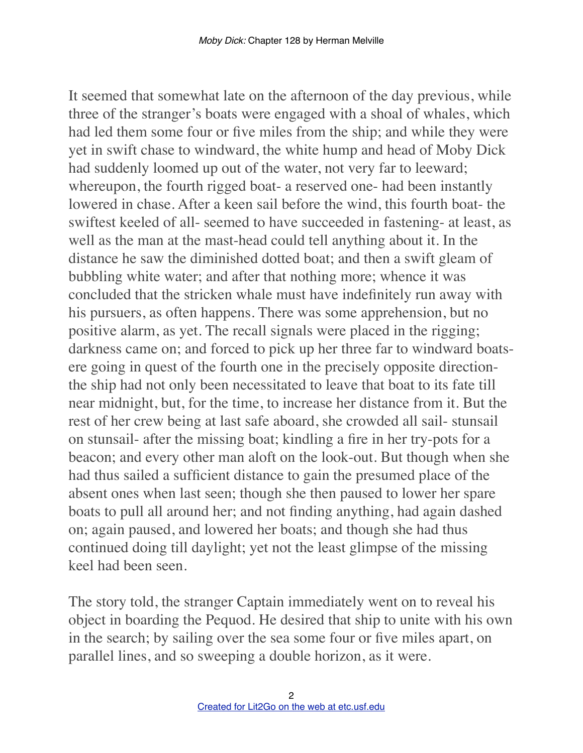It seemed that somewhat late on the afternoon of the day previous, while three of the stranger's boats were engaged with a shoal of whales, which had led them some four or five miles from the ship; and while they were yet in swift chase to windward, the white hump and head of Moby Dick had suddenly loomed up out of the water, not very far to leeward; whereupon, the fourth rigged boat- a reserved one- had been instantly lowered in chase. After a keen sail before the wind, this fourth boat- the swiftest keeled of all- seemed to have succeeded in fastening- at least, as well as the man at the mast-head could tell anything about it. In the distance he saw the diminished dotted boat; and then a swift gleam of bubbling white water; and after that nothing more; whence it was concluded that the stricken whale must have indefinitely run away with his pursuers, as often happens. There was some apprehension, but no positive alarm, as yet. The recall signals were placed in the rigging; darkness came on; and forced to pick up her three far to windward boats- ere going in quest of the fourth one in the precisely opposite direction- the ship had not only been necessitated to leave that boat to its fate till near midnight, but, for the time, to increase her distance from it. But the rest of her crew being at last safe aboard, she crowded all sail- stunsail on stunsail- after the missing boat; kindling a fire in her try-pots for a beacon; and every other man aloft on the look-out. But though when she had thus sailed a sufficient distance to gain the presumed place of the absent ones when last seen; though she then paused to lower her spare boats to pull all around her; and not finding anything, had again dashed on; again paused, and lowered her boats; and though she had thus continued doing till daylight; yet not the least glimpse of the missing keel had been seen.

The story told, the stranger Captain immediately went on to reveal his object in boarding the Pequod. He desired that ship to unite with his own in the search; by sailing over the sea some four or five miles apart, on parallel lines, and so sweeping a double horizon, as it were.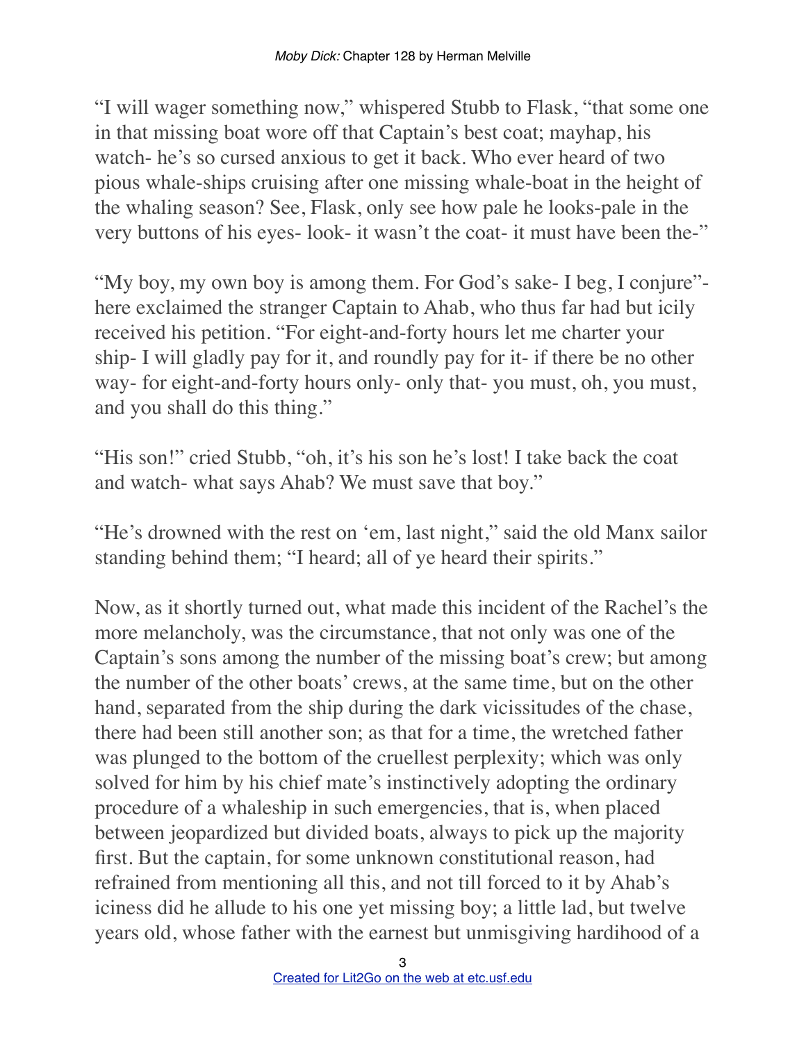"I will wager something now," whispered Stubb to Flask, "that some one in that missing boat wore off that Captain's best coat; mayhap, his watch- he's so cursed anxious to get it back. Who ever heard of two pious whale-ships cruising after one missing whale-boat in the height of the whaling season? See, Flask, only see how pale he looks-pale in the very buttons of his eyes- look- it wasn't the coat- it must have been the-"

"My boy, my own boy is among them. For God's sake- I beg, I conjure"- here exclaimed the stranger Captain to Ahab, who thus far had but icily received his petition. "For eight-and-forty hours let me charter your ship- I will gladly pay for it, and roundly pay for it- if there be no other way- for eight-and-forty hours only- only that- you must, oh, you must, and you shall do this thing."

"His son!" cried Stubb, "oh, it's his son he's lost! I take back the coat and watch- what says Ahab? We must save that boy."

"He's drowned with the rest on 'em, last night," said the old Manx sailor standing behind them; "I heard; all of ye heard their spirits."

Now, as it shortly turned out, what made this incident of the Rachel's the more melancholy, was the circumstance, that not only was one of the Captain's sons among the number of the missing boat's crew; but among the number of the other boats' crews, at the same time, but on the other hand, separated from the ship during the dark vicissitudes of the chase, there had been still another son; as that for a time, the wretched father was plunged to the bottom of the cruellest perplexity; which was only solved for him by his chief mate's instinctively adopting the ordinary procedure of a whaleship in such emergencies, that is, when placed between jeopardized but divided boats, always to pick up the majority first. But the captain, for some unknown constitutional reason, had refrained from mentioning all this, and not till forced to it by Ahab's iciness did he allude to his one yet missing boy; a little lad, but twelve years old, whose father with the earnest but unmisgiving hardihood of a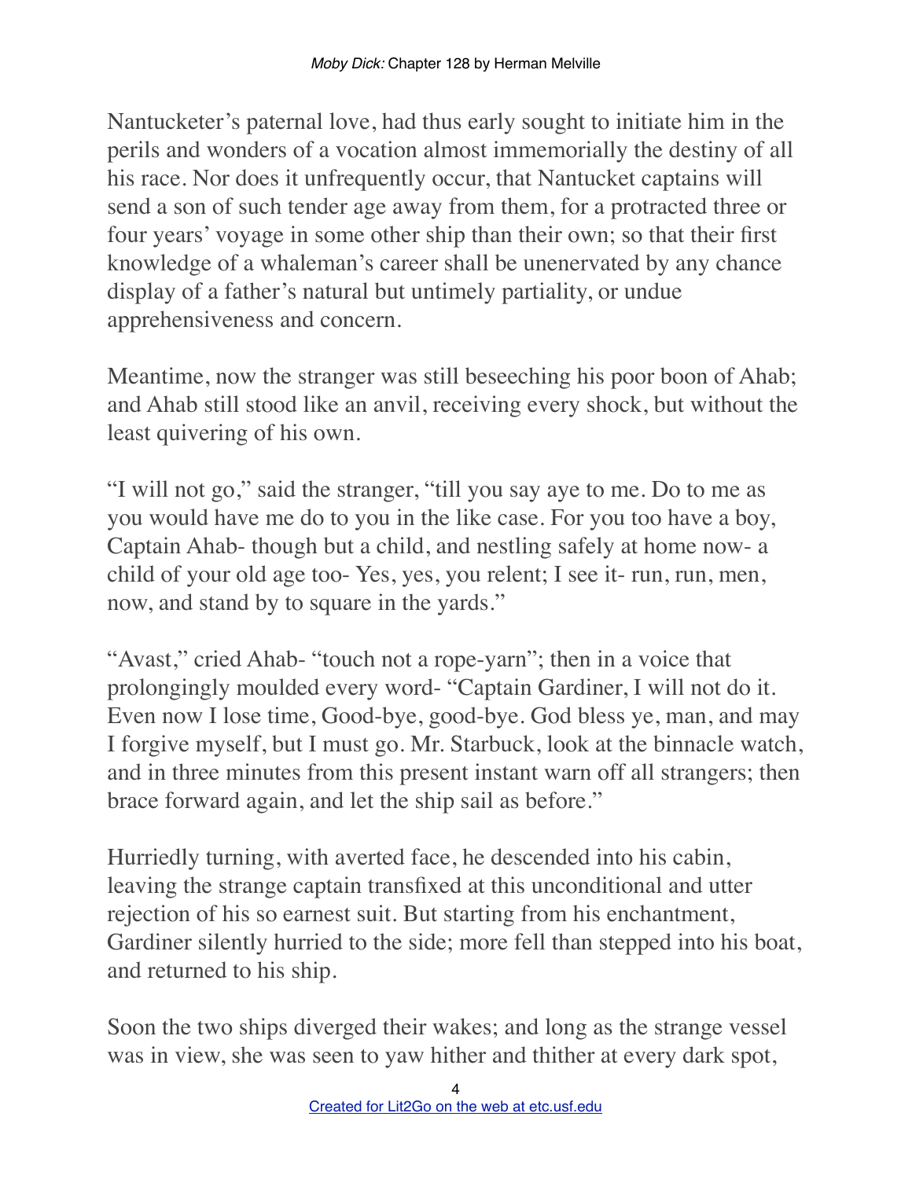Nantucketer's paternal love, had thus early sought to initiate him in the perils and wonders of a vocation almost immemorially the destiny of all his race. Nor does it unfrequently occur, that Nantucket captains will send a son of such tender age away from them, for a protracted three or four years' voyage in some other ship than their own; so that their first knowledge of a whaleman's career shall be unenervated by any chance display of a father's natural but untimely partiality, or undue apprehensiveness and concern.

Meantime, now the stranger was still beseeching his poor boon of Ahab; and Ahab still stood like an anvil, receiving every shock, but without the least quivering of his own.

"I will not go," said the stranger, "till you say aye to me. Do to me as you would have me do to you in the like case. For you too have a boy, Captain Ahab- though but a child, and nestling safely at home now- a child of your old age too- Yes, yes, you relent; I see it- run, run, men, now, and stand by to square in the yards."

"Avast," cried Ahab- "touch not a rope-yarn"; then in a voice that prolongingly moulded every word- "Captain Gardiner, I will not do it. Even now I lose time, Good-bye, good-bye. God bless ye, man, and may I forgive myself, but I must go. Mr. Starbuck, look at the binnacle watch, and in three minutes from this present instant warn off all strangers; then brace forward again, and let the ship sail as before."

Hurriedly turning, with averted face, he descended into his cabin, leaving the strange captain transfixed at this unconditional and utter rejection of his so earnest suit. But starting from his enchantment, Gardiner silently hurried to the side; more fell than stepped into his boat, and returned to his ship.

Soon the two ships diverged their wakes; and long as the strange vessel was in view, she was seen to yaw hither and thither at every dark spot,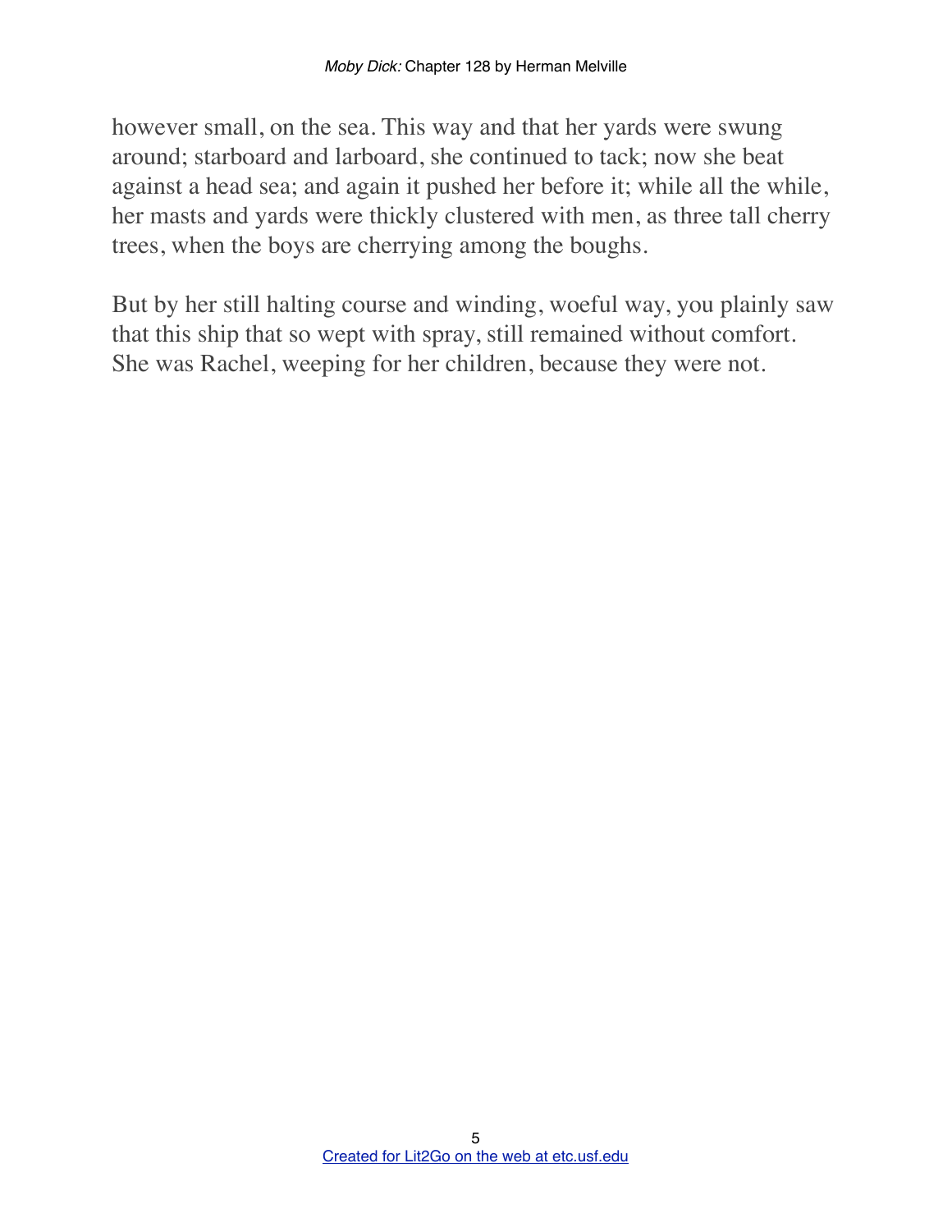however small, on the sea. This way and that her yards were swung around; starboard and larboard, she continued to tack; now she beat against a head sea; and again it pushed her before it; while all the while, her masts and yards were thickly clustered with men, as three tall cherry trees, when the boys are cherrying among the boughs.

But by her still halting course and winding, woeful way, you plainly saw that this ship that so wept with spray, still remained without comfort. She was Rachel, weeping for her children, because they were not.